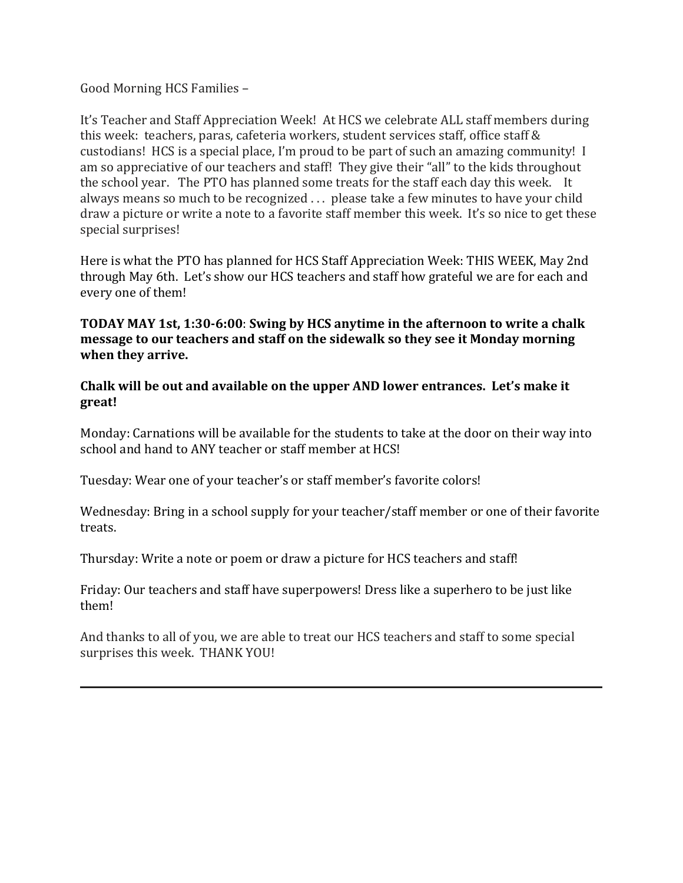Good Morning HCS Families –

It's Teacher and Staff Appreciation Week! At HCS we celebrate ALL staff members during this week: teachers, paras, cafeteria workers, student services staff, office staff & custodians! HCS is a special place, I'm proud to be part of such an amazing community! I am so appreciative of our teachers and staff! They give their "all" to the kids throughout the school year. The PTO has planned some treats for the staff each day this week. It always means so much to be recognized . . . please take a few minutes to have your child draw a picture or write a note to a favorite staff member this week. It's so nice to get these special surprises!

Here is what the PTO has planned for HCS Staff Appreciation Week: THIS WEEK, May 2nd through May 6th. Let's show our HCS teachers and staff how grateful we are for each and every one of them!

**TODAY MAY 1st, 1:30-6:00**: **Swing by HCS anytime in the afternoon to write a chalk message to our teachers and staff on the sidewalk so they see it Monday morning when they arrive.**

**Chalk will be out and available on the upper AND lower entrances. Let's make it great!**

Monday: Carnations will be available for the students to take at the door on their way into school and hand to ANY teacher or staff member at HCS!

Tuesday: Wear one of your teacher's or staff member's favorite colors!

Wednesday: Bring in a school supply for your teacher/staff member or one of their favorite treats.

Thursday: Write a note or poem or draw a picture for HCS teachers and staff!

Friday: Our teachers and staff have superpowers! Dress like a superhero to be just like them!

And thanks to all of you, we are able to treat our HCS teachers and staff to some special surprises this week. THANK YOU!

---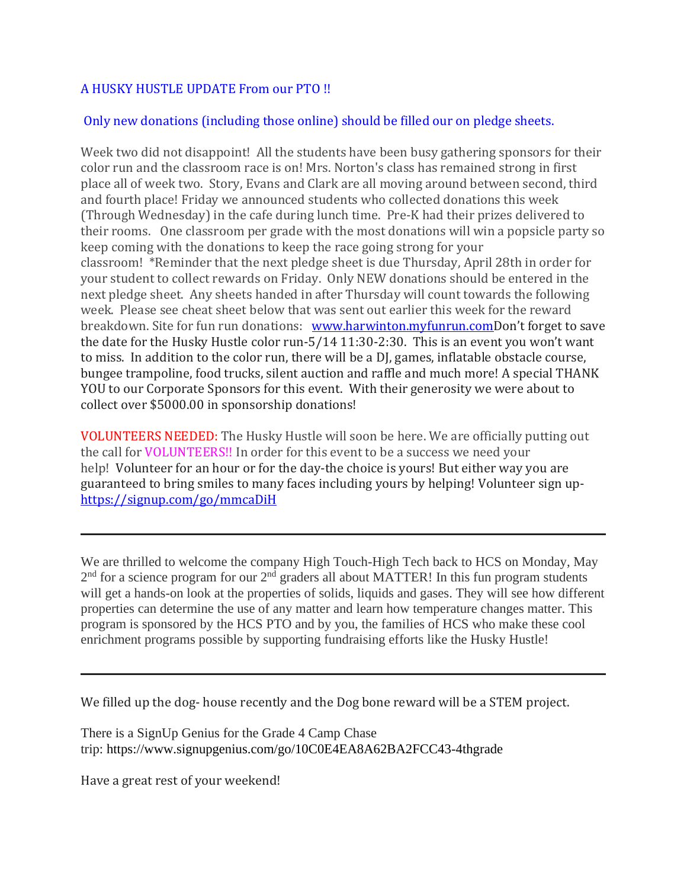A HUSKY HUSTLE UPDATE From our PTO !!

Only new donations (including those online) should be filled our on pledge sheets.

Week two did not disappoint! All the students have been busy gathering sponsors for their color run and the classroom race is on! Mrs. Norton's class has remained strong in first place all of week two. Story, Evans and Clark are all moving around between second, third and fourth place! Friday we announced students who collected donations this week (Through Wednesday) in the cafe during lunch time. Pre-K had their prizes delivered to their rooms. One classroom per grade with the most donations will win a popsicle party so keep coming with the donations to keep the race going strong for your classroom! *Reminder that the next pledge sheet is due Thursday, April 28th in order for your student to collect rewards on Friday. Only NEW donations should be entered in the next pledge sheet. Any sheets handed in after Thursday will count towards the following week. Please see cheat sheet below that was sent out earlier this week for the reward breakdown. Site for fun run donations: [www.harwinton.myfunrun.com](www.harwinton.myfunrun.com)Don't forget to save the date for the Husky Hustle color run-5/14 11:30-2:30. This is an event you won't want to miss. In addition to the color run, there will be a DJ, games, inflatable obstacle course, bungee trampoline, food trucks, silent auction and raffle and much more! A special THANK YOU to our Corporate Sponsors for this event. With their generosity we were about to collect over $5000.00 in sponsorship donations!

VOLUNTEERS NEEDED: The Husky Hustle will soon be here. We are officially putting out the call for VOLUNTEERS!! In order for this event to be a success we need your help! Volunteer for an hour or for the day-the choice is yours! But either way you are guaranteed to bring smiles to many faces including yours by helping! Volunteer sign up-[https://signup.com/go/mmcaDiH](https://signup.com/go/mmcaDiH)

---

We are thrilled to welcome the company High Touch-High Tech back to HCS on Monday, May 2nd for a science program for our 2nd graders all about MATTER! In this fun program students will get a hands-on look at the properties of solids, liquids and gases. They will see how different properties can determine the use of any matter and learn how temperature changes matter. This program is sponsored by the HCS PTO and by you, the families of HCS who make these cool enrichment programs possible by supporting fundraising efforts like the Husky Hustle!

---

We filled up the dog- house recently and the Dog bone reward will be a STEM project.

There is a SignUp Genius for the Grade 4 Camp Chase trip: https://www.signupgenius.com/go/10C0E4EA8A62BA2FCC43-4thgrade

Have a great rest of your weekend!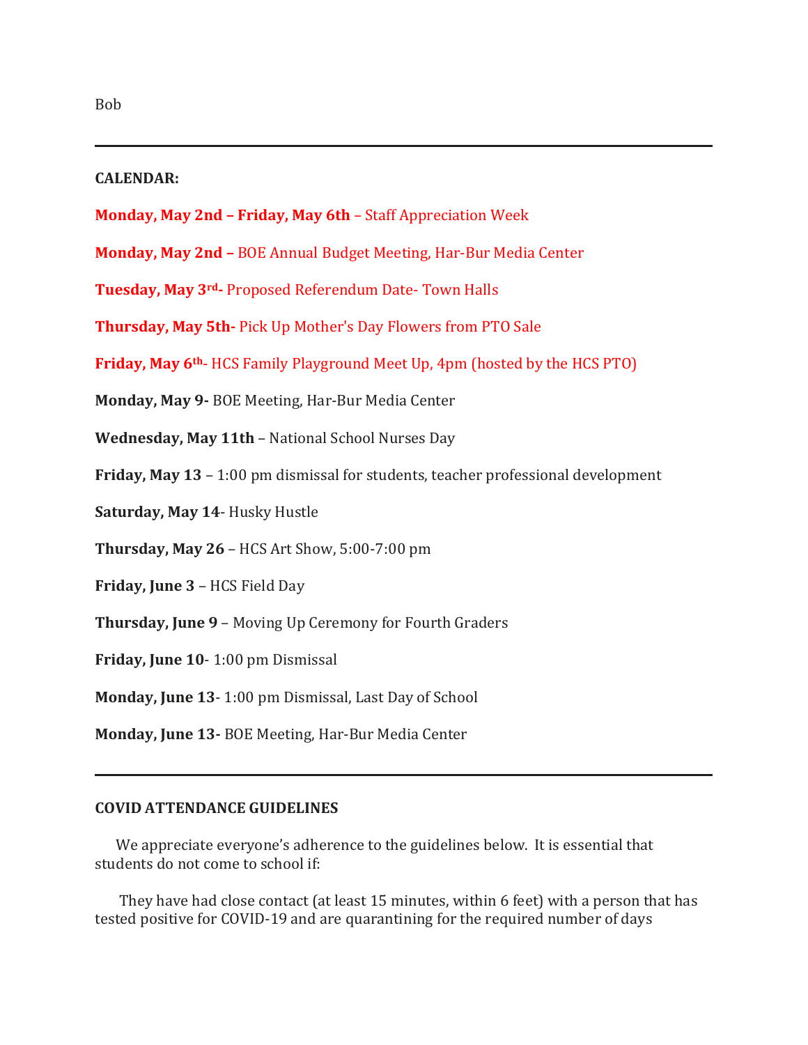Bob

---

**CALENDAR:**

**Monday, May 2nd – Friday, May 6th** – Staff Appreciation Week

**Monday, May 2nd –** BOE Annual Budget Meeting, Har-Bur Media Center

**Tuesday, May 3rd-** Proposed Referendum Date- Town Halls

**Thursday, May 5th-** Pick Up Mother's Day Flowers from PTO Sale

**Friday, May 6th-** HCS Family Playground Meet Up, 4pm (hosted by the HCS PTO)

**Monday, May 9-** BOE Meeting, Har-Bur Media Center

**Wednesday, May 11th** – National School Nurses Day

**Friday, May 13** – 1:00 pm dismissal for students, teacher professional development

**Saturday, May 14**- Husky Hustle

**Thursday, May 26** – HCS Art Show, 5:00-7:00 pm

**Friday, June 3** – HCS Field Day

**Thursday, June 9** – Moving Up Ceremony for Fourth Graders

**Friday, June 10**- 1:00 pm Dismissal

**Monday, June 13**- 1:00 pm Dismissal, Last Day of School

**Monday, June 13-** BOE Meeting, Har-Bur Media Center

---

**COVID ATTENDANCE GUIDELINES**

We appreciate everyone's adherence to the guidelines below. It is essential that students do not come to school if:

They have had close contact (at least 15 minutes, within 6 feet) with a person that has tested positive for COVID-19 and are quarantining for the required number of days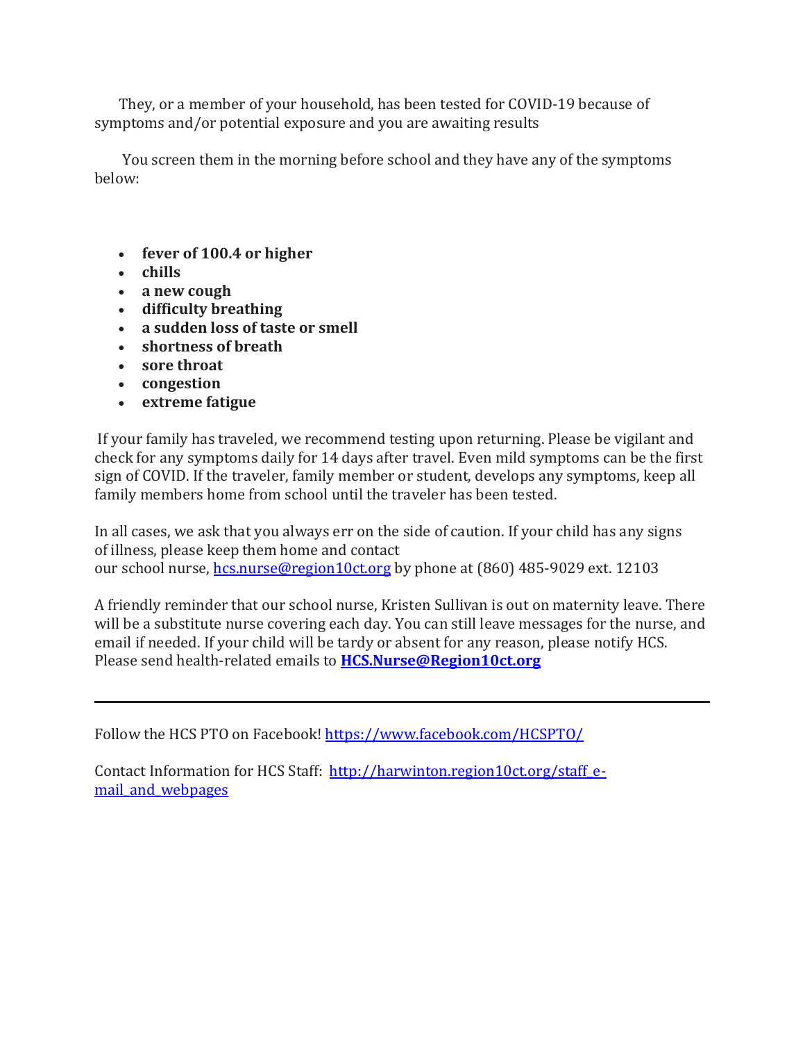They, or a member of your household, has been tested for COVID-19 because of symptoms and/or potential exposure and you are awaiting results

You screen them in the morning before school and they have any of the symptoms below:

- **fever of 100.4 or higher**
- **chills**
- **a new cough**
- **difficulty breathing**
- **a sudden loss of taste or smell**
- **shortness of breath**
- **sore throat**
- **congestion**
- **extreme fatigue**

If your family has traveled, we recommend testing upon returning. Please be vigilant and check for any symptoms daily for 14 days after travel. Even mild symptoms can be the first sign of COVID. If the traveler, family member or student, develops any symptoms, keep all family members home from school until the traveler has been tested.

In all cases, we ask that you always err on the side of caution. If your child has any signs of illness, please keep them home and contact our school nurse, hcs.nurse@region10ct.org by phone at (860) 485-9029 ext. 12103

A friendly reminder that our school nurse, Kristen Sullivan is out on maternity leave. There will be a substitute nurse covering each day. You can still leave messages for the nurse, and email if needed. If your child will be tardy or absent for any reason, please notify HCS. Please send health-related emails to **HCS.Nurse@Region10ct.org**

---

Follow the HCS PTO on Facebook! https://www.facebook.com/HCSPTO/

Contact Information for HCS Staff: http://harwinton.region10ct.org/staff_e-mail_and_webpages